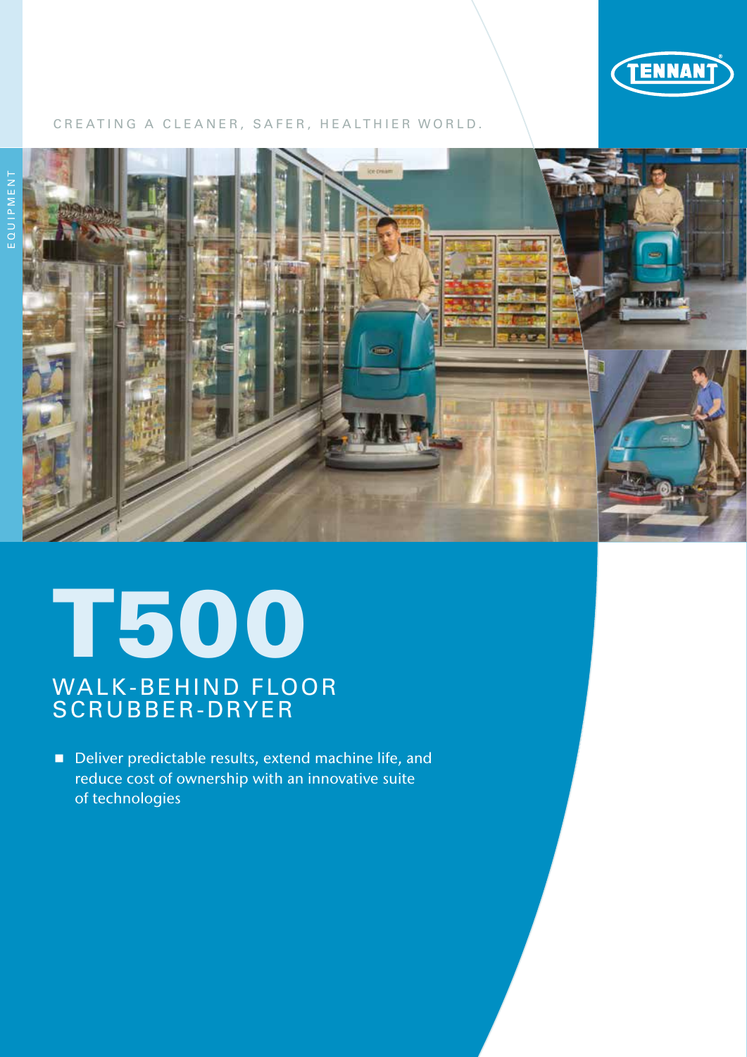CREATING A CLEANER, SAFER, HEALTHIER WORLD.

EQUIPMENT

# T500

## WALK-BEHIND FLOOR SCRUBBER-DRYER

- Deliver predictable results, extend machine life, and reduce cost of ownership with an innovative suite of technologies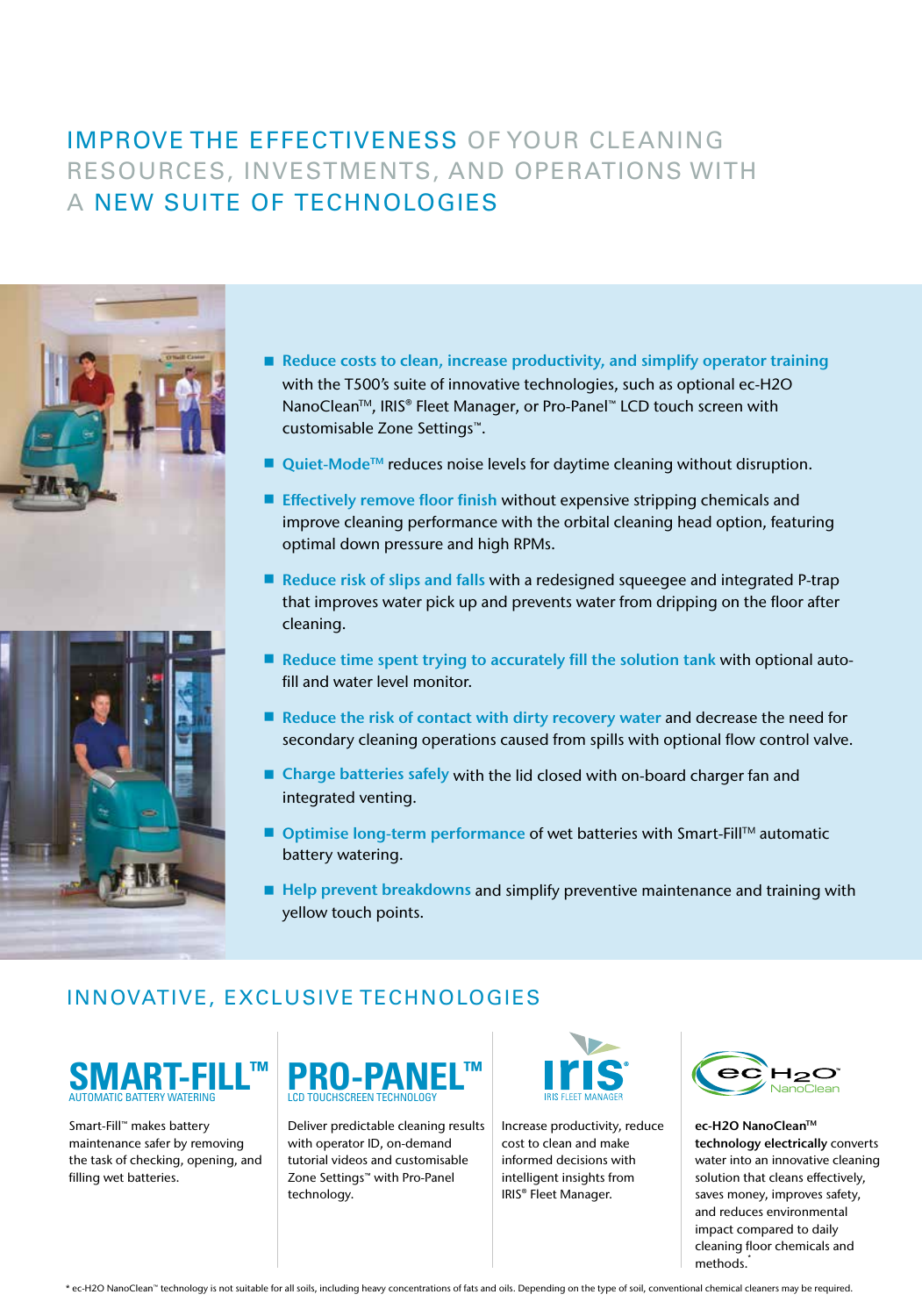# IMPROVE THE EFFECTIVENESS OF YOUR CLEANING RESOURCES, INVESTMENTS, AND OPERATIONS WITH A NEW SUITE OF TECHNOLOGIES

- **Reduce costs to clean, increase productivity, and simplify operator training** with the T500's suite of innovative technologies, such as optional ec-H2O NanoClean™, IRIS® Fleet Manager, or Pro-Panel™ LCD touch screen with customisable Zone Settings™.
- **Quiet-Mode™** reduces noise levels for daytime cleaning without disruption.
- **Effectively remove floor finish** without expensive stripping chemicals and improve cleaning performance with the orbital cleaning head option, featuring optimal down pressure and high RPMs.
- **Reduce risk of slips and falls** with a redesigned squeegee and integrated P-trap that improves water pick up and prevents water from dripping on the floor after cleaning.
- **Reduce time spent trying to accurately fill the solution tank** with optional auto-fill and water level monitor.
- **Reduce the risk of contact with dirty recovery water** and decrease the need for secondary cleaning operations caused from spills with optional flow control valve.
- **Charge batteries safely** with the lid closed with on-board charger fan and integrated venting.
- **Optimise long-term performance** of wet batteries with Smart-Fill™ automatic battery watering.
- **Help prevent breakdowns** and simplify preventive maintenance and training with yellow touch points.

## INNOVATIVE, EXCLUSIVE TECHNOLOGIES

### SMART-FILL™
AUTOMATIC BATTERY WATERING

Smart-Fill™ makes battery maintenance safer by removing the task of checking, opening, and filling wet batteries.

### PRO-PANEL™
LCD TOUCHSCREEN TECHNOLOGY

Deliver predictable cleaning results with operator ID, on-demand tutorial videos and customisable Zone Settings™ with Pro-Panel technology.

### IRIS®
IRIS FLEET MANAGER

Increase productivity, reduce cost to clean and make informed decisions with intelligent insights from IRIS® Fleet Manager.

### ec H2O™ NanoClean

**ec-H2O NanoClean™ technology electrically** converts water into an innovative cleaning solution that cleans effectively, saves money, improves safety, and reduces environmental impact compared to daily cleaning floor chemicals and methods.*

* ec-H2O NanoClean™ technology is not suitable for all soils, including heavy concentrations of fats and oils. Depending on the type of soil, conventional chemical cleaners may be required.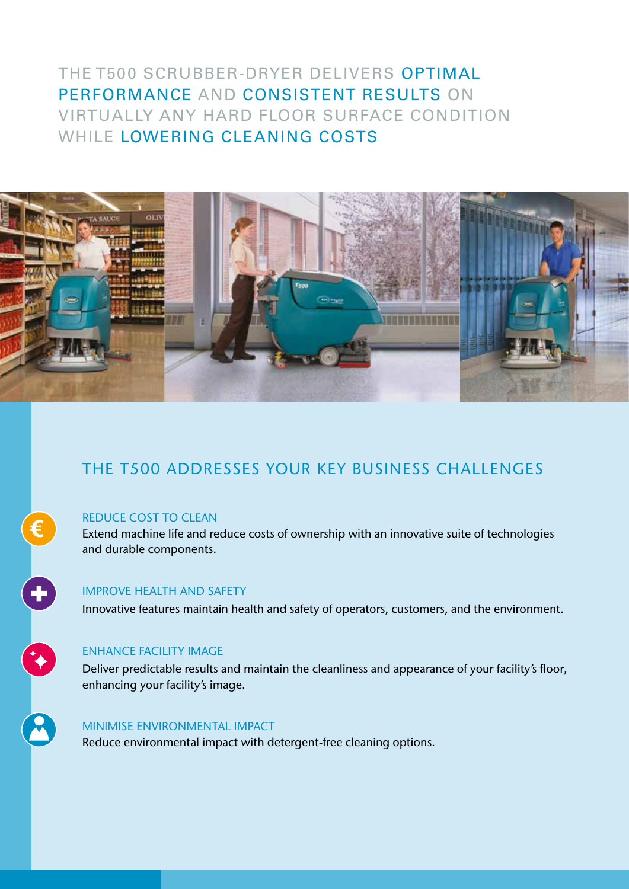# THE T500 SCRUBBER-DRYER DELIVERS OPTIMAL PERFORMANCE AND CONSISTENT RESULTS ON VIRTUALLY ANY HARD FLOOR SURFACE CONDITION WHILE LOWERING CLEANING COSTS

## THE T500 ADDRESSES YOUR KEY BUSINESS CHALLENGES

### REDUCE COST TO CLEAN

Extend machine life and reduce costs of ownership with an innovative suite of technologies and durable components.

### IMPROVE HEALTH AND SAFETY

Innovative features maintain health and safety of operators, customers, and the environment.

### ENHANCE FACILITY IMAGE

Deliver predictable results and maintain the cleanliness and appearance of your facility's floor, enhancing your facility's image.

### MINIMISE ENVIRONMENTAL IMPACT

Reduce environmental impact with detergent-free cleaning options.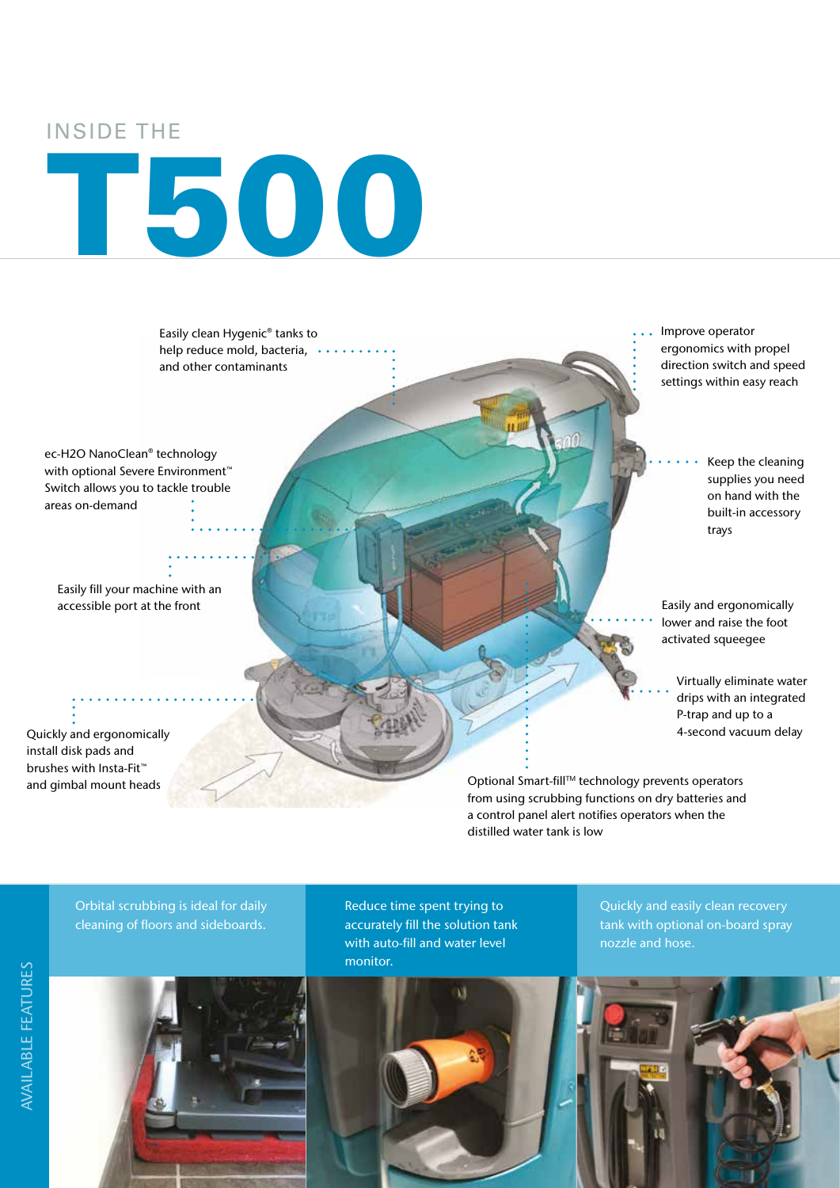# INSIDE THE T500

Easily clean Hygenic® tanks to help reduce mold, bacteria, and other contaminants

Improve operator ergonomics with propel direction switch and speed settings within easy reach

ec-H2O NanoClean® technology with optional Severe Environment™ Switch allows you to tackle trouble areas on-demand

Keep the cleaning supplies you need on hand with the built-in accessory trays

Easily fill your machine with an accessible port at the front

Easily and ergonomically lower and raise the foot activated squeegee

Virtually eliminate water drips with an integrated P-trap and up to a 4-second vacuum delay

Quickly and ergonomically install disk pads and brushes with Insta-Fit™ and gimbal mount heads

Optional Smart-fill™ technology prevents operators from using scrubbing functions on dry batteries and a control panel alert notifies operators when the distilled water tank is low

## AVAILABLE FEATURES

Orbital scrubbing is ideal for daily cleaning of floors and sideboards.

Reduce time spent trying to accurately fill the solution tank with auto-fill and water level monitor.

Quickly and easily clean recovery tank with optional on-board spray nozzle and hose.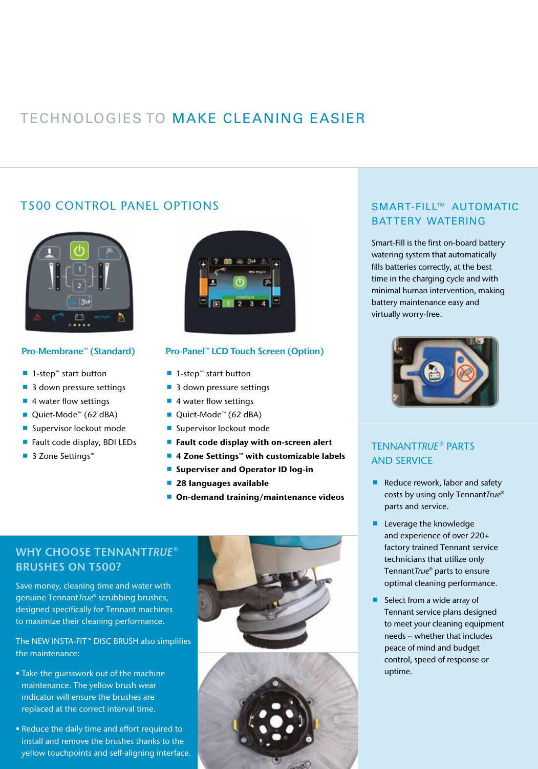# TECHNOLOGIES TO MAKE CLEANING EASIER

## T500 CONTROL PANEL OPTIONS

### Pro-Membrane™ (Standard)

- 1-step™ start button
- 3 down pressure settings
- 4 water flow settings
- Quiet-Mode™ (62 dBA)
- Supervisor lockout mode
- Fault code display, BDI LEDs
- 3 Zone Settings™

### Pro-Panel™ LCD Touch Screen (Option)

- 1-step™ start button
- 3 down pressure settings
- 4 water flow settings
- Quiet-Mode™ (62 dBA)
- Supervisor lockout mode
- **Fault code display with on-screen alert**
- **4 Zone Settings™ with customizable labels**
- **Superviser and Operator ID log-in**
- **28 languages available**
- **On-demand training/maintenance videos**

## WHY CHOOSE TENNANT*TRUE*® BRUSHES ON T500?

Save money, cleaning time and water with genuine Tennant*True*® scrubbing brushes, designed specifically for Tennant machines to maximize their cleaning performance.

The NEW INSTA-FIT™ DISC BRUSH also simplifies the maintenance:

- Take the guesswork out of the machine maintenance. The yellow brush wear indicator will ensure the brushes are replaced at the correct interval time.
- Reduce the daily time and effort required to install and remove the brushes thanks to the yellow touchpoints and self-aligning interface.

## SMART-FILL™ AUTOMATIC BATTERY WATERING

Smart-Fill is the first on-board battery watering system that automatically fills batteries correctly, at the best time in the charging cycle and with minimal human intervention, making battery maintenance easy and virtually worry-free.

## TENNANT*TRUE*® PARTS AND SERVICE

- Reduce rework, labor and safety costs by using only Tennant*True*® parts and service.
- Leverage the knowledge and experience of over 220+ factory trained Tennant service technicians that utilize only Tennant*True*® parts to ensure optimal cleaning performance.
- Select from a wide array of Tennant service plans designed to meet your cleaning equipment needs – whether that includes peace of mind and budget control, speed of response or uptime.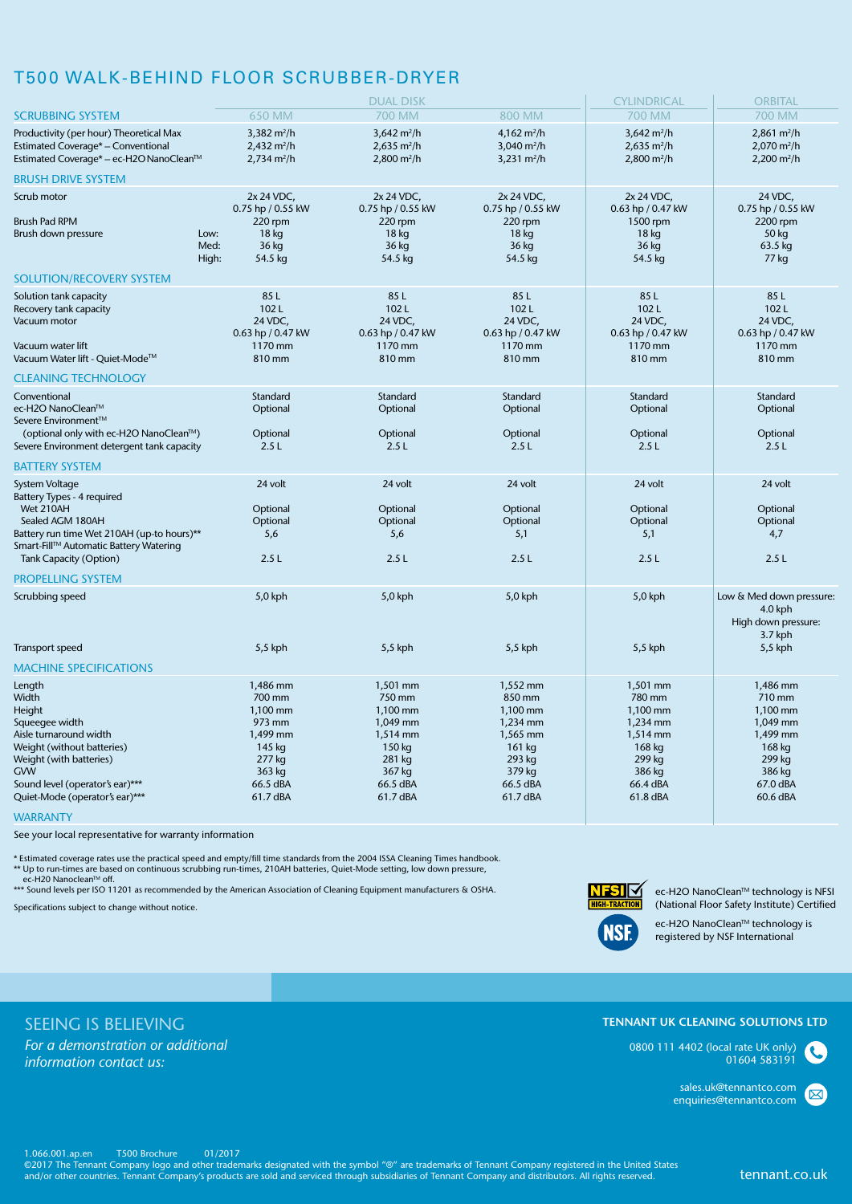# T500 WALK-BEHIND FLOOR SCRUBBER-DRYER

| | | DUAL DISK | | | CYLINDRICAL | ORBITAL |
|---|---|---|---|---|---|---|
| **SCRUBBING SYSTEM** | | 650 MM | 700 MM | 800 MM | 700 MM | 700 MM |
| Productivity (per hour) Theoretical Max | | 3,382 m²/h | 3,642 m²/h | 4,162 m²/h | 3,642 m²/h | 2,861 m²/h |
| Estimated Coverage* – Conventional | | 2,432 m²/h | 2,635 m²/h | 3,040 m²/h | 2,635 m²/h | 2,070 m²/h |
| Estimated Coverage* – ec-H2O NanoClean™ | | 2,734 m²/h | 2,800 m²/h | 3,231 m²/h | 2,800 m²/h | 2,200 m²/h |
| **BRUSH DRIVE SYSTEM** | | | | | | |
| Scrub motor | | 2x 24 VDC, 0.75 hp / 0.55 kW | 2x 24 VDC, 0.75 hp / 0.55 kW | 2x 24 VDC, 0.75 hp / 0.55 kW | 2x 24 VDC, 0.63 hp / 0.47 kW | 24 VDC, 0.75 hp / 0.55 kW |
| Brush Pad RPM | | 220 rpm | 220 rpm | 220 rpm | 1500 rpm | 2200 rpm |
| Brush down pressure | Low: | 18 kg | 18 kg | 18 kg | 18 kg | 50 kg |
| | Med: | 36 kg | 36 kg | 36 kg | 36 kg | 63.5 kg |
| | High: | 54.5 kg | 54.5 kg | 54.5 kg | 54.5 kg | 77 kg |
| **SOLUTION/RECOVERY SYSTEM** | | | | | | |
| Solution tank capacity | | 85 L | 85 L | 85 L | 85 L | 85 L |
| Recovery tank capacity | | 102 L | 102 L | 102 L | 102 L | 102 L |
| Vacuum motor | | 24 VDC, 0.63 hp / 0.47 kW | 24 VDC, 0.63 hp / 0.47 kW | 24 VDC, 0.63 hp / 0.47 kW | 24 VDC, 0.63 hp / 0.47 kW | 24 VDC, 0.63 hp / 0.47 kW |
| Vacuum water lift | | 1170 mm | 1170 mm | 1170 mm | 1170 mm | 1170 mm |
| Vacuum Water lift - Quiet-Mode™ | | 810 mm | 810 mm | 810 mm | 810 mm | 810 mm |
| **CLEANING TECHNOLOGY** | | | | | | |
| Conventional | | Standard | Standard | Standard | Standard | Standard |
| ec-H2O NanoClean™ | | Optional | Optional | Optional | Optional | Optional |
| Severe Environment™ (optional only with ec-H2O NanoClean™) | | Optional | Optional | Optional | Optional | Optional |
| Severe Environment detergent tank capacity | | 2.5 L | 2.5 L | 2.5 L | 2.5 L | 2.5 L |
| **BATTERY SYSTEM** | | | | | | |
| System Voltage | | 24 volt | 24 volt | 24 volt | 24 volt | 24 volt |
| Battery Types - 4 required | | | | | | |
| Wet 210AH | | Optional | Optional | Optional | Optional | Optional |
| Sealed AGM 180AH | | Optional | Optional | Optional | Optional | Optional |
| Battery run time Wet 210AH (up-to hours)** | | 5,6 | 5,6 | 5,1 | 5,1 | 4,7 |
| Smart-Fill™ Automatic Battery Watering Tank Capacity (Option) | | 2.5 L | 2.5 L | 2.5 L | 2.5 L | 2.5 L |
| **PROPELLING SYSTEM** | | | | | | |
| Scrubbing speed | | 5,0 kph | 5,0 kph | 5,0 kph | 5,0 kph | Low & Med down pressure: 4.0 kph High down pressure: 3.7 kph |
| Transport speed | | 5,5 kph | 5,5 kph | 5,5 kph | 5,5 kph | 5,5 kph |
| **MACHINE SPECIFICATIONS** | | | | | | |
| Length | | 1,486 mm | 1,501 mm | 1,552 mm | 1,501 mm | 1,486 mm |
| Width | | 700 mm | 750 mm | 850 mm | 780 mm | 710 mm |
| Height | | 1,100 mm | 1,100 mm | 1,100 mm | 1,100 mm | 1,100 mm |
| Squeegee width | | 973 mm | 1,049 mm | 1,234 mm | 1,234 mm | 1,049 mm |
| Aisle turnaround width | | 1,499 mm | 1,514 mm | 1,565 mm | 1,514 mm | 1,499 mm |
| Weight (without batteries) | | 145 kg | 150 kg | 161 kg | 168 kg | 168 kg |
| Weight (with batteries) | | 277 kg | 281 kg | 293 kg | 299 kg | 299 kg |
| GVW | | 363 kg | 367 kg | 379 kg | 386 kg | 386 kg |
| Sound level (operator's ear)*** | | 66.5 dBA | 66.5 dBA | 66.5 dBA | 66.4 dBA | 67.0 dBA |
| Quiet-Mode (operator's ear)*** | | 61.7 dBA | 61.7 dBA | 61.7 dBA | 61.8 dBA | 60.6 dBA |

**WARRANTY**

See your local representative for warranty information

* Estimated coverage rates use the practical speed and empty/fill time standards from the 2004 ISSA Cleaning Times handbook.
** Up to run-times are based on continuous scrubbing run-times, 210AH batteries, Quiet-Mode setting, low down pressure, ec-H2O Nanoclean™ off.
*** Sound levels per ISO 11201 as recommended by the American Association of Cleaning Equipment manufacturers & OSHA.

Specifications subject to change without notice.

ec-H2O NanoClean™ technology is NFSI (National Floor Safety Institute) Certified

ec-H2O NanoClean™ technology is registered by NSF International

## SEEING IS BELIEVING

*For a demonstration or additional information contact us:*

**TENNANT UK CLEANING SOLUTIONS LTD**

0800 111 4402 (local rate UK only)
01604 583191

sales.uk@tennantco.com
enquiries@tennantco.com

1.066.001.ap.en T500 Brochure 01/2017
©2017 The Tennant Company logo and other trademarks designated with the symbol "®" are trademarks of Tennant Company registered in the United States and/or other countries. Tennant Company's products are sold and serviced through subsidiaries of Tennant Company and distributors. All rights reserved.

tennant.co.uk